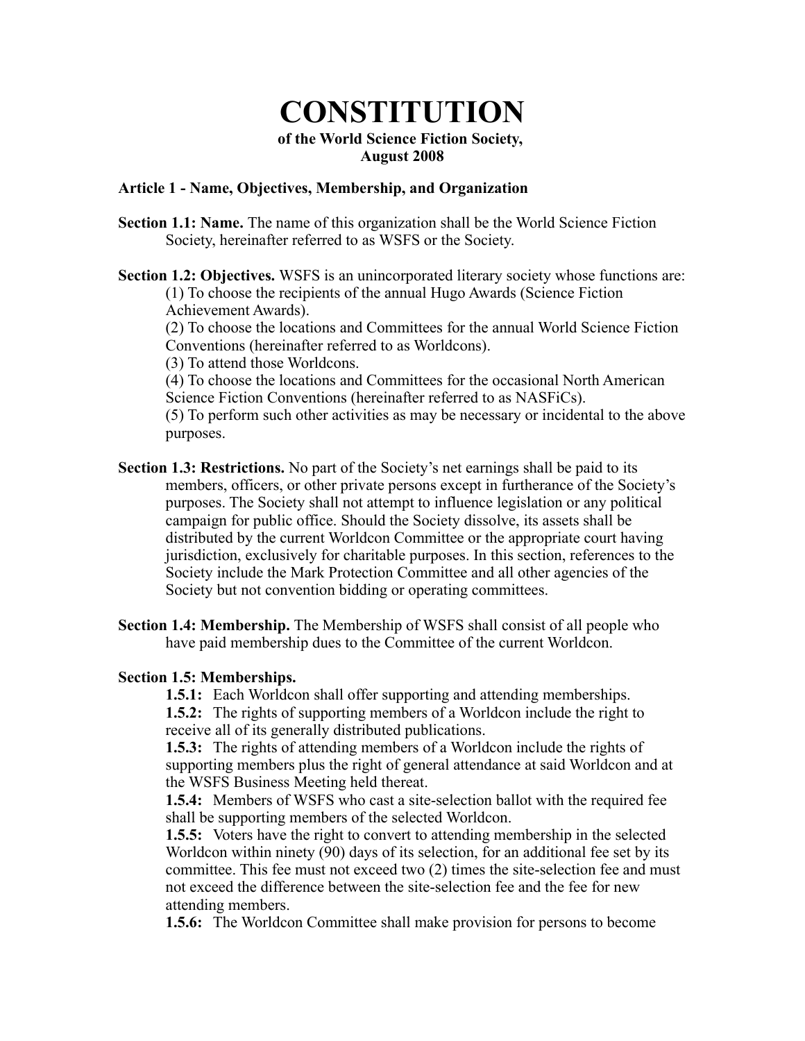# CONSTITUTION

**of the World Science Fiction Society,**
**August 2008**

### Article 1 - Name, Objectives, Membership, and Organization

**Section 1.1: Name.** The name of this organization shall be the World Science Fiction Society, hereinafter referred to as WSFS or the Society.

**Section 1.2: Objectives.** WSFS is an unincorporated literary society whose functions are:
(1) To choose the recipients of the annual Hugo Awards (Science Fiction Achievement Awards).
(2) To choose the locations and Committees for the annual World Science Fiction Conventions (hereinafter referred to as Worldcons).
(3) To attend those Worldcons.
(4) To choose the locations and Committees for the occasional North American Science Fiction Conventions (hereinafter referred to as NASFiCs).
(5) To perform such other activities as may be necessary or incidental to the above purposes.

**Section 1.3: Restrictions.** No part of the Society's net earnings shall be paid to its members, officers, or other private persons except in furtherance of the Society's purposes. The Society shall not attempt to influence legislation or any political campaign for public office. Should the Society dissolve, its assets shall be distributed by the current Worldcon Committee or the appropriate court having jurisdiction, exclusively for charitable purposes. In this section, references to the Society include the Mark Protection Committee and all other agencies of the Society but not convention bidding or operating committees.

**Section 1.4: Membership.** The Membership of WSFS shall consist of all people who have paid membership dues to the Committee of the current Worldcon.

**Section 1.5: Memberships.**

**1.5.1:** Each Worldcon shall offer supporting and attending memberships.

**1.5.2:** The rights of supporting members of a Worldcon include the right to receive all of its generally distributed publications.

**1.5.3:** The rights of attending members of a Worldcon include the rights of supporting members plus the right of general attendance at said Worldcon and at the WSFS Business Meeting held thereat.

**1.5.4:** Members of WSFS who cast a site-selection ballot with the required fee shall be supporting members of the selected Worldcon.

**1.5.5:** Voters have the right to convert to attending membership in the selected Worldcon within ninety (90) days of its selection, for an additional fee set by its committee. This fee must not exceed two (2) times the site-selection fee and must not exceed the difference between the site-selection fee and the fee for new attending members.

**1.5.6:** The Worldcon Committee shall make provision for persons to become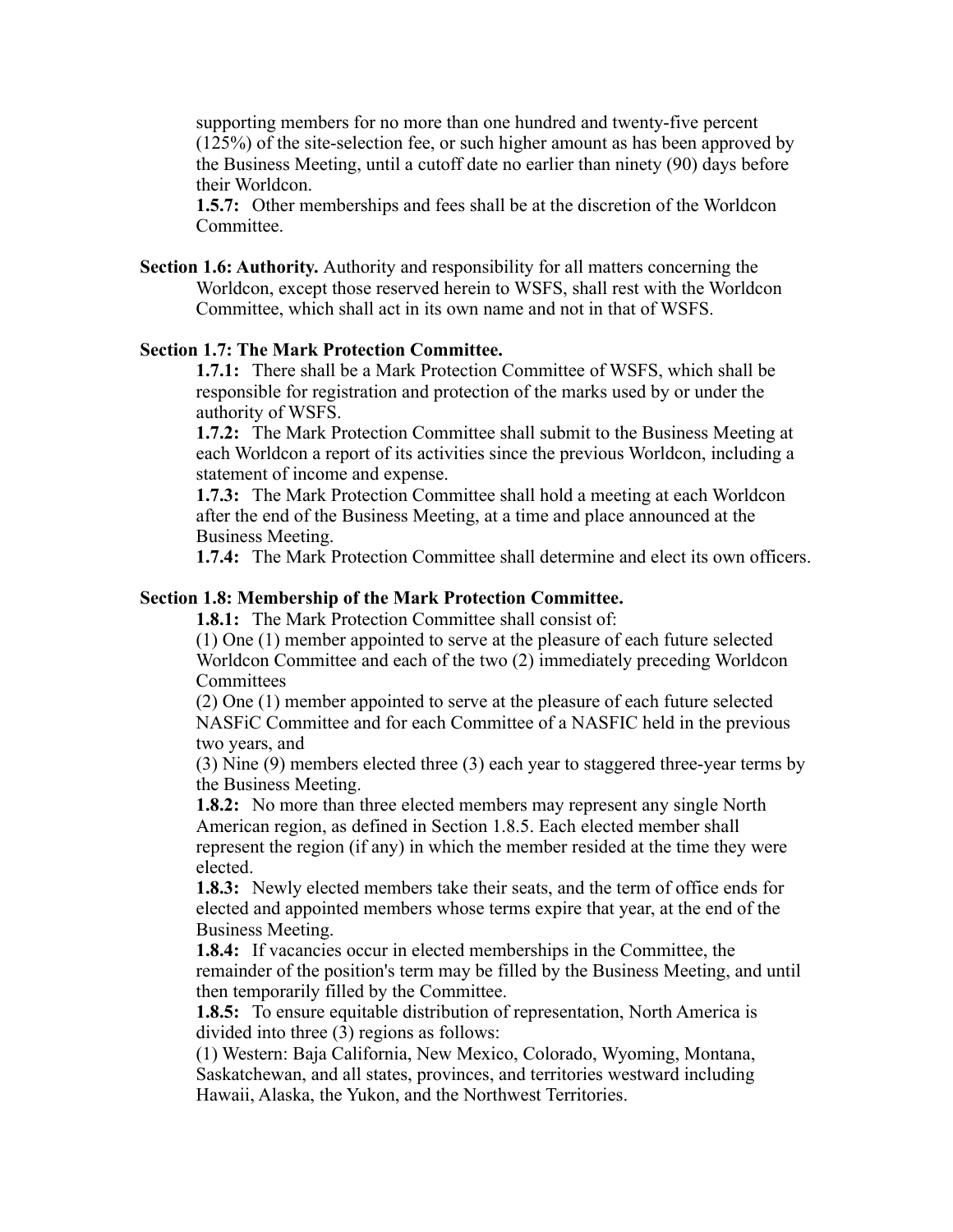supporting members for no more than one hundred and twenty-five percent (125%) of the site-selection fee, or such higher amount as has been approved by the Business Meeting, until a cutoff date no earlier than ninety (90) days before their Worldcon.

**1.5.7:** Other memberships and fees shall be at the discretion of the Worldcon Committee.

**Section 1.6: Authority.** Authority and responsibility for all matters concerning the Worldcon, except those reserved herein to WSFS, shall rest with the Worldcon Committee, which shall act in its own name and not in that of WSFS.

**Section 1.7: The Mark Protection Committee.**

**1.7.1:** There shall be a Mark Protection Committee of WSFS, which shall be responsible for registration and protection of the marks used by or under the authority of WSFS.

**1.7.2:** The Mark Protection Committee shall submit to the Business Meeting at each Worldcon a report of its activities since the previous Worldcon, including a statement of income and expense.

**1.7.3:** The Mark Protection Committee shall hold a meeting at each Worldcon after the end of the Business Meeting, at a time and place announced at the Business Meeting.

**1.7.4:** The Mark Protection Committee shall determine and elect its own officers.

**Section 1.8: Membership of the Mark Protection Committee.**

**1.8.1:** The Mark Protection Committee shall consist of:

(1) One (1) member appointed to serve at the pleasure of each future selected Worldcon Committee and each of the two (2) immediately preceding Worldcon Committees

(2) One (1) member appointed to serve at the pleasure of each future selected NASFiC Committee and for each Committee of a NASFIC held in the previous two years, and

(3) Nine (9) members elected three (3) each year to staggered three-year terms by the Business Meeting.

**1.8.2:** No more than three elected members may represent any single North American region, as defined in Section 1.8.5. Each elected member shall represent the region (if any) in which the member resided at the time they were elected.

**1.8.3:** Newly elected members take their seats, and the term of office ends for elected and appointed members whose terms expire that year, at the end of the Business Meeting.

**1.8.4:** If vacancies occur in elected memberships in the Committee, the remainder of the position's term may be filled by the Business Meeting, and until then temporarily filled by the Committee.

**1.8.5:** To ensure equitable distribution of representation, North America is divided into three (3) regions as follows:

(1) Western: Baja California, New Mexico, Colorado, Wyoming, Montana, Saskatchewan, and all states, provinces, and territories westward including Hawaii, Alaska, the Yukon, and the Northwest Territories.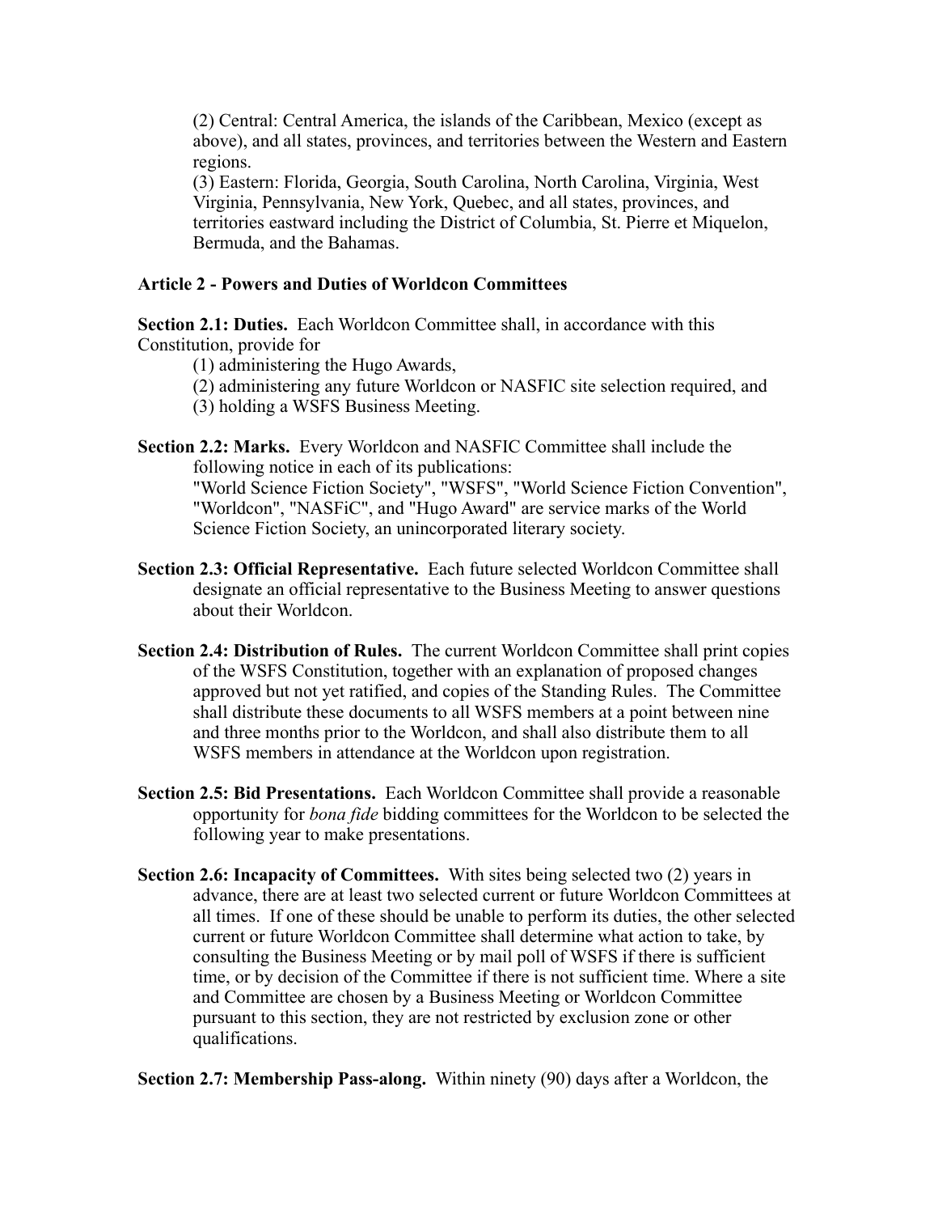(2) Central: Central America, the islands of the Caribbean, Mexico (except as above), and all states, provinces, and territories between the Western and Eastern regions.
(3) Eastern: Florida, Georgia, South Carolina, North Carolina, Virginia, West Virginia, Pennsylvania, New York, Quebec, and all states, provinces, and territories eastward including the District of Columbia, St. Pierre et Miquelon, Bermuda, and the Bahamas.

### Article 2 - Powers and Duties of Worldcon Committees

**Section 2.1: Duties.** Each Worldcon Committee shall, in accordance with this Constitution, provide for
(1) administering the Hugo Awards,
(2) administering any future Worldcon or NASFIC site selection required, and
(3) holding a WSFS Business Meeting.

**Section 2.2: Marks.** Every Worldcon and NASFIC Committee shall include the following notice in each of its publications:
"World Science Fiction Society", "WSFS", "World Science Fiction Convention", "Worldcon", "NASFiC", and "Hugo Award" are service marks of the World Science Fiction Society, an unincorporated literary society.

**Section 2.3: Official Representative.** Each future selected Worldcon Committee shall designate an official representative to the Business Meeting to answer questions about their Worldcon.

**Section 2.4: Distribution of Rules.** The current Worldcon Committee shall print copies of the WSFS Constitution, together with an explanation of proposed changes approved but not yet ratified, and copies of the Standing Rules. The Committee shall distribute these documents to all WSFS members at a point between nine and three months prior to the Worldcon, and shall also distribute them to all WSFS members in attendance at the Worldcon upon registration.

**Section 2.5: Bid Presentations.** Each Worldcon Committee shall provide a reasonable opportunity for *bona fide* bidding committees for the Worldcon to be selected the following year to make presentations.

**Section 2.6: Incapacity of Committees.** With sites being selected two (2) years in advance, there are at least two selected current or future Worldcon Committees at all times. If one of these should be unable to perform its duties, the other selected current or future Worldcon Committee shall determine what action to take, by consulting the Business Meeting or by mail poll of WSFS if there is sufficient time, or by decision of the Committee if there is not sufficient time. Where a site and Committee are chosen by a Business Meeting or Worldcon Committee pursuant to this section, they are not restricted by exclusion zone or other qualifications.

**Section 2.7: Membership Pass-along.** Within ninety (90) days after a Worldcon, the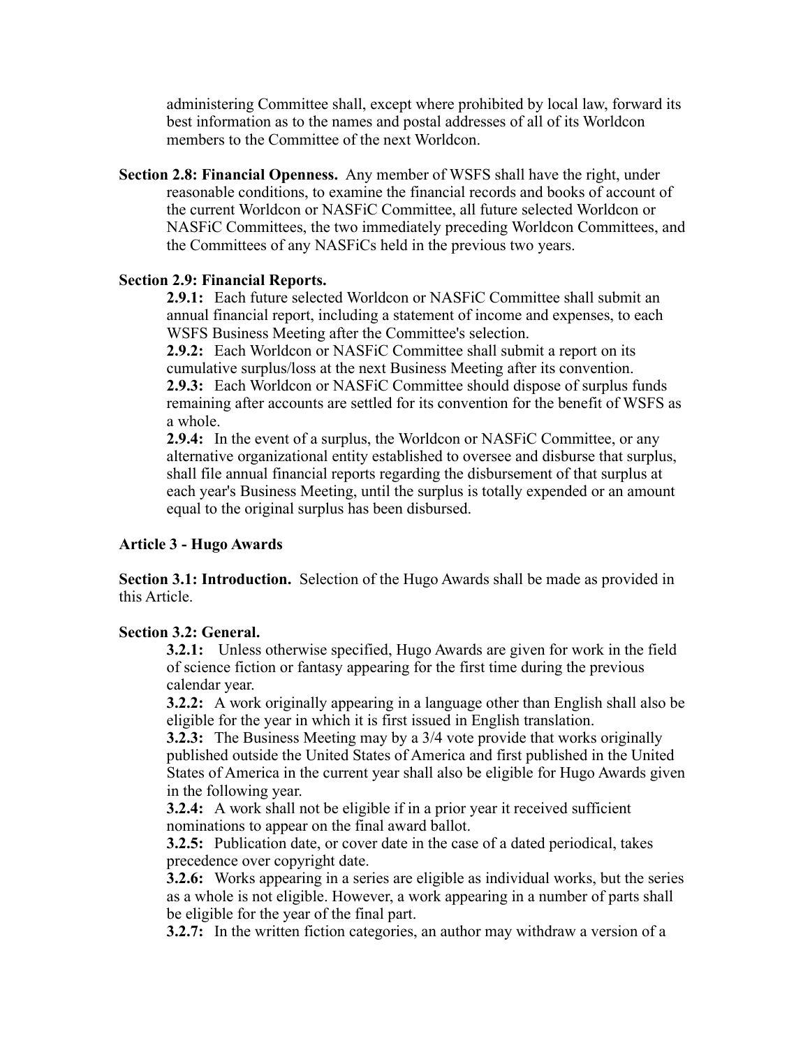administering Committee shall, except where prohibited by local law, forward its best information as to the names and postal addresses of all of its Worldcon members to the Committee of the next Worldcon.

**Section 2.8: Financial Openness.** Any member of WSFS shall have the right, under reasonable conditions, to examine the financial records and books of account of the current Worldcon or NASFiC Committee, all future selected Worldcon or NASFiC Committees, the two immediately preceding Worldcon Committees, and the Committees of any NASFiCs held in the previous two years.

**Section 2.9: Financial Reports.**

**2.9.1:** Each future selected Worldcon or NASFiC Committee shall submit an annual financial report, including a statement of income and expenses, to each WSFS Business Meeting after the Committee's selection.

**2.9.2:** Each Worldcon or NASFiC Committee shall submit a report on its cumulative surplus/loss at the next Business Meeting after its convention.

**2.9.3:** Each Worldcon or NASFiC Committee should dispose of surplus funds remaining after accounts are settled for its convention for the benefit of WSFS as a whole.

**2.9.4:** In the event of a surplus, the Worldcon or NASFiC Committee, or any alternative organizational entity established to oversee and disburse that surplus, shall file annual financial reports regarding the disbursement of that surplus at each year's Business Meeting, until the surplus is totally expended or an amount equal to the original surplus has been disbursed.

## Article 3 - Hugo Awards

**Section 3.1: Introduction.** Selection of the Hugo Awards shall be made as provided in this Article.

**Section 3.2: General.**

**3.2.1:** Unless otherwise specified, Hugo Awards are given for work in the field of science fiction or fantasy appearing for the first time during the previous calendar year.

**3.2.2:** A work originally appearing in a language other than English shall also be eligible for the year in which it is first issued in English translation.

**3.2.3:** The Business Meeting may by a 3/4 vote provide that works originally published outside the United States of America and first published in the United States of America in the current year shall also be eligible for Hugo Awards given in the following year.

**3.2.4:** A work shall not be eligible if in a prior year it received sufficient nominations to appear on the final award ballot.

**3.2.5:** Publication date, or cover date in the case of a dated periodical, takes precedence over copyright date.

**3.2.6:** Works appearing in a series are eligible as individual works, but the series as a whole is not eligible. However, a work appearing in a number of parts shall be eligible for the year of the final part.

**3.2.7:** In the written fiction categories, an author may withdraw a version of a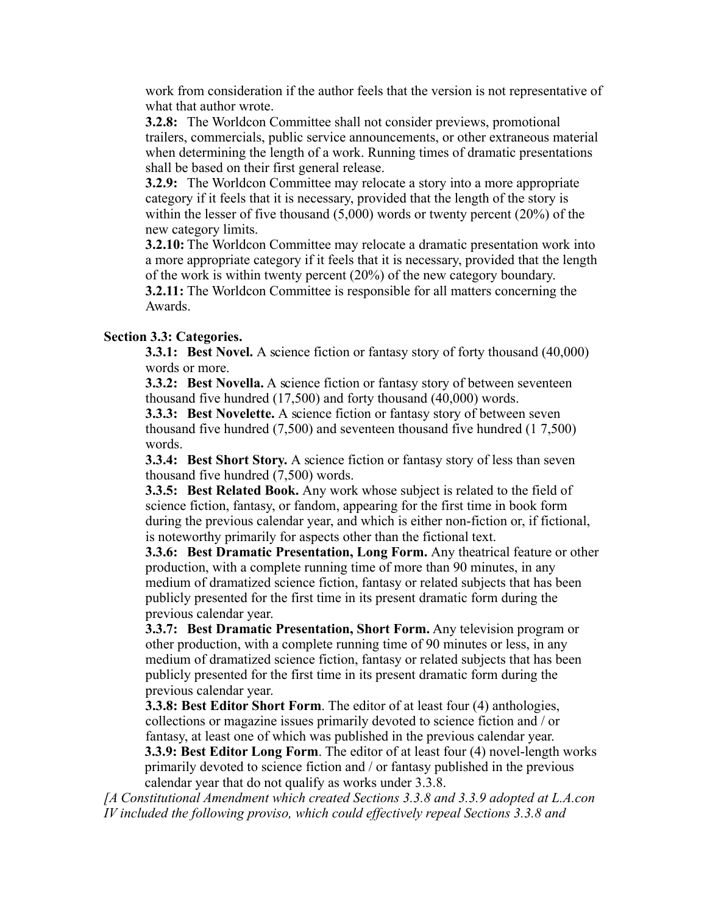work from consideration if the author feels that the version is not representative of what that author wrote.

**3.2.8:** The Worldcon Committee shall not consider previews, promotional trailers, commercials, public service announcements, or other extraneous material when determining the length of a work. Running times of dramatic presentations shall be based on their first general release.

**3.2.9:** The Worldcon Committee may relocate a story into a more appropriate category if it feels that it is necessary, provided that the length of the story is within the lesser of five thousand (5,000) words or twenty percent (20%) of the new category limits.

**3.2.10:** The Worldcon Committee may relocate a dramatic presentation work into a more appropriate category if it feels that it is necessary, provided that the length of the work is within twenty percent (20%) of the new category boundary.

**3.2.11:** The Worldcon Committee is responsible for all matters concerning the Awards.

**Section 3.3: Categories.**

**3.3.1: Best Novel.** A science fiction or fantasy story of forty thousand (40,000) words or more.

**3.3.2: Best Novella.** A science fiction or fantasy story of between seventeen thousand five hundred (17,500) and forty thousand (40,000) words.

**3.3.3: Best Novelette.** A science fiction or fantasy story of between seven thousand five hundred (7,500) and seventeen thousand five hundred (1 7,500) words.

**3.3.4: Best Short Story.** A science fiction or fantasy story of less than seven thousand five hundred (7,500) words.

**3.3.5: Best Related Book.** Any work whose subject is related to the field of science fiction, fantasy, or fandom, appearing for the first time in book form during the previous calendar year, and which is either non-fiction or, if fictional, is noteworthy primarily for aspects other than the fictional text.

**3.3.6: Best Dramatic Presentation, Long Form.** Any theatrical feature or other production, with a complete running time of more than 90 minutes, in any medium of dramatized science fiction, fantasy or related subjects that has been publicly presented for the first time in its present dramatic form during the previous calendar year.

**3.3.7: Best Dramatic Presentation, Short Form.** Any television program or other production, with a complete running time of 90 minutes or less, in any medium of dramatized science fiction, fantasy or related subjects that has been publicly presented for the first time in its present dramatic form during the previous calendar year.

**3.3.8: Best Editor Short Form**. The editor of at least four (4) anthologies, collections or magazine issues primarily devoted to science fiction and / or fantasy, at least one of which was published in the previous calendar year.

**3.3.9: Best Editor Long Form**. The editor of at least four (4) novel-length works primarily devoted to science fiction and / or fantasy published in the previous calendar year that do not qualify as works under 3.3.8.

*[A Constitutional Amendment which created Sections 3.3.8 and 3.3.9 adopted at L.A.con IV included the following proviso, which could effectively repeal Sections 3.3.8 and*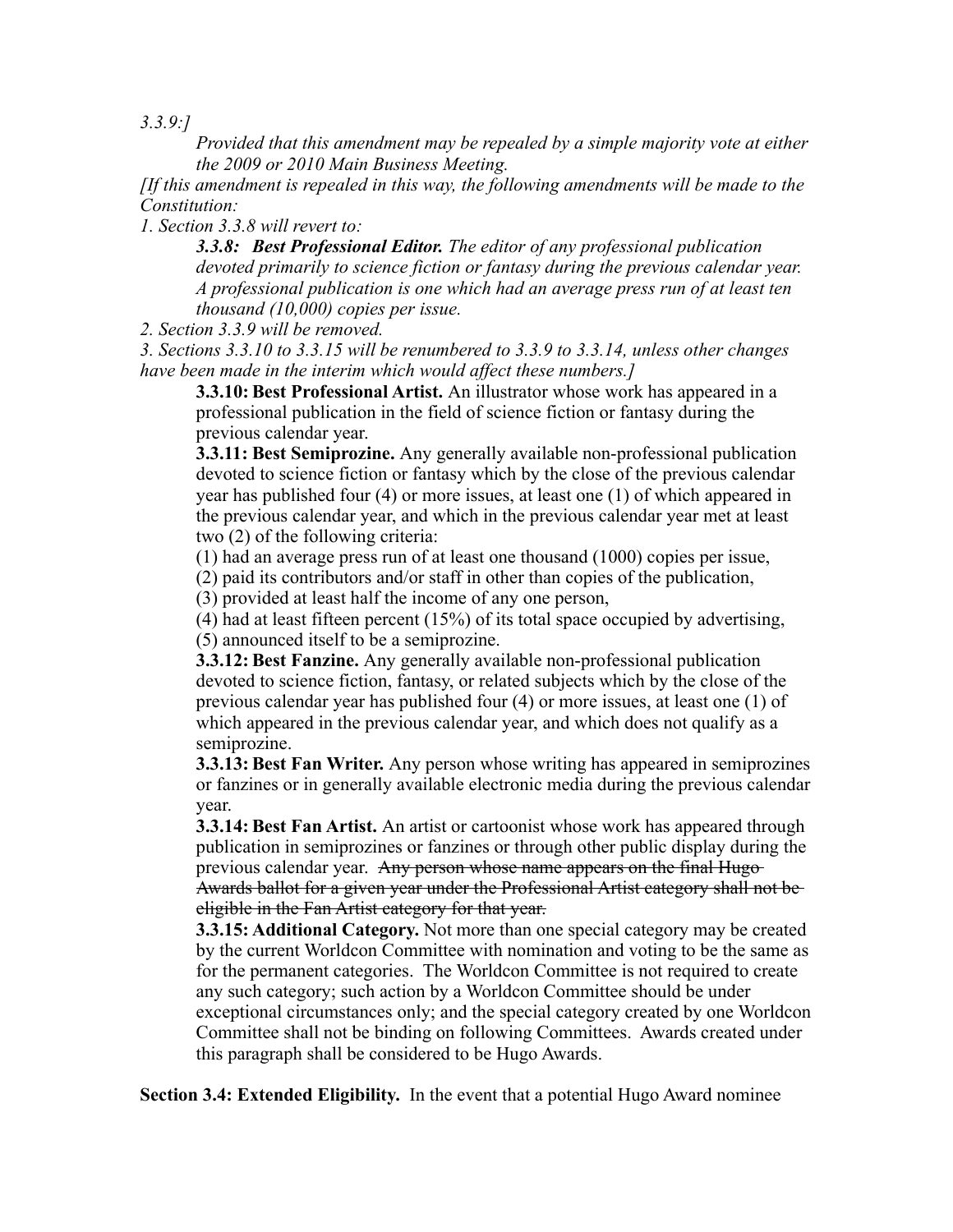*3.3.9:]*

*Provided that this amendment may be repealed by a simple majority vote at either the 2009 or 2010 Main Business Meeting.*

*[If this amendment is repealed in this way, the following amendments will be made to the Constitution:*

*1. Section 3.3.8 will revert to:*

***3.3.8: Best Professional Editor.** The editor of any professional publication devoted primarily to science fiction or fantasy during the previous calendar year. A professional publication is one which had an average press run of at least ten thousand (10,000) copies per issue.*

*2. Section 3.3.9 will be removed.*

*3. Sections 3.3.10 to 3.3.15 will be renumbered to 3.3.9 to 3.3.14, unless other changes have been made in the interim which would affect these numbers.]*

**3.3.10: Best Professional Artist.** An illustrator whose work has appeared in a professional publication in the field of science fiction or fantasy during the previous calendar year.

**3.3.11: Best Semiprozine.** Any generally available non-professional publication devoted to science fiction or fantasy which by the close of the previous calendar year has published four (4) or more issues, at least one (1) of which appeared in the previous calendar year, and which in the previous calendar year met at least two (2) of the following criteria:

(1) had an average press run of at least one thousand (1000) copies per issue,
(2) paid its contributors and/or staff in other than copies of the publication,
(3) provided at least half the income of any one person,
(4) had at least fifteen percent (15%) of its total space occupied by advertising,
(5) announced itself to be a semiprozine.

**3.3.12: Best Fanzine.** Any generally available non-professional publication devoted to science fiction, fantasy, or related subjects which by the close of the previous calendar year has published four (4) or more issues, at least one (1) of which appeared in the previous calendar year, and which does not qualify as a semiprozine.

**3.3.13: Best Fan Writer.** Any person whose writing has appeared in semiprozines or fanzines or in generally available electronic media during the previous calendar year.

**3.3.14: Best Fan Artist.** An artist or cartoonist whose work has appeared through publication in semiprozines or fanzines or through other public display during the previous calendar year. ~~Any person whose name appears on the final Hugo Awards ballot for a given year under the Professional Artist category shall not be eligible in the Fan Artist category for that year.~~

**3.3.15: Additional Category.** Not more than one special category may be created by the current Worldcon Committee with nomination and voting to be the same as for the permanent categories. The Worldcon Committee is not required to create any such category; such action by a Worldcon Committee should be under exceptional circumstances only; and the special category created by one Worldcon Committee shall not be binding on following Committees. Awards created under this paragraph shall be considered to be Hugo Awards.

**Section 3.4: Extended Eligibility.** In the event that a potential Hugo Award nominee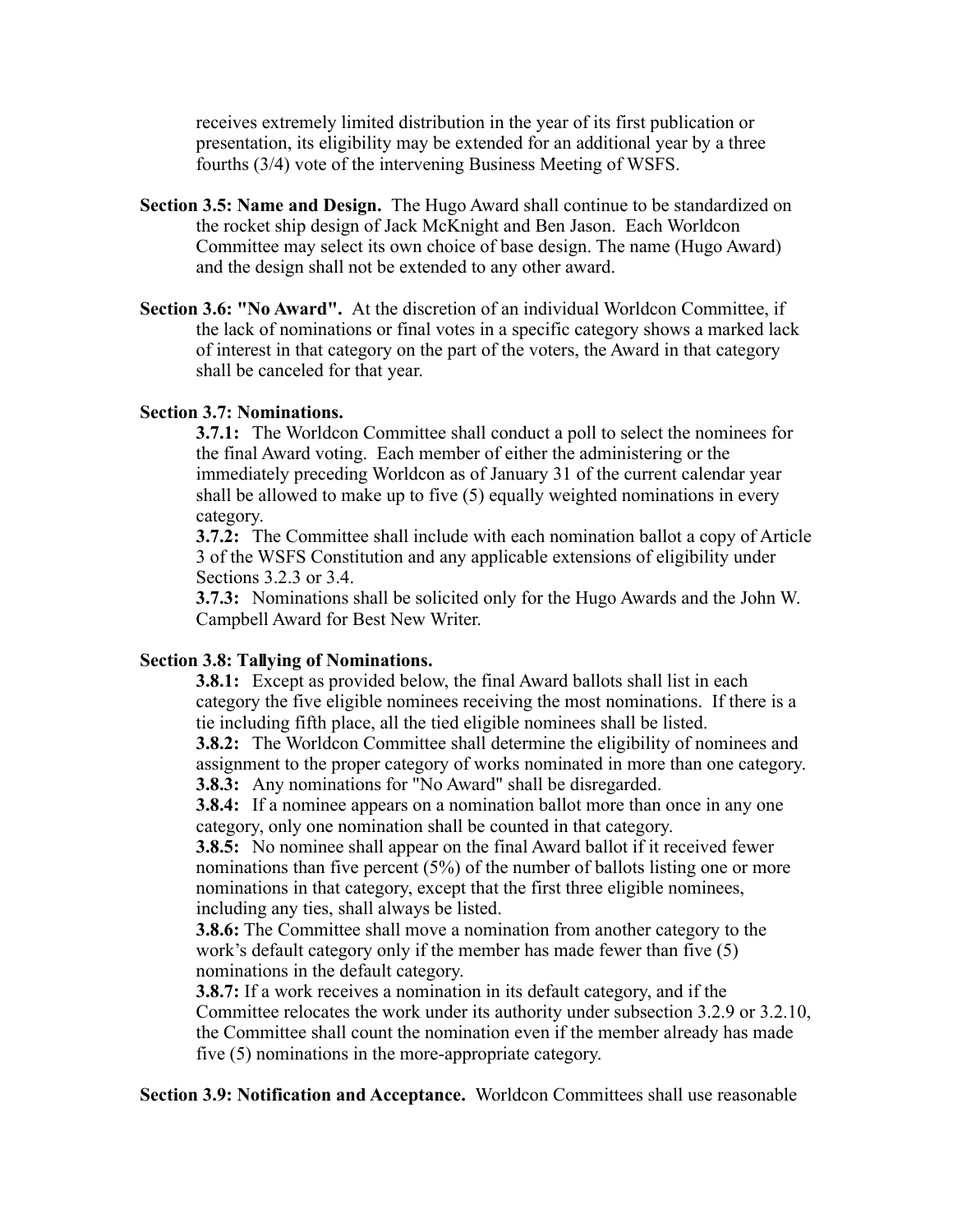receives extremely limited distribution in the year of its first publication or presentation, its eligibility may be extended for an additional year by a three fourths (3/4) vote of the intervening Business Meeting of WSFS.

**Section 3.5: Name and Design.** The Hugo Award shall continue to be standardized on the rocket ship design of Jack McKnight and Ben Jason. Each Worldcon Committee may select its own choice of base design. The name (Hugo Award) and the design shall not be extended to any other award.

**Section 3.6: "No Award".** At the discretion of an individual Worldcon Committee, if the lack of nominations or final votes in a specific category shows a marked lack of interest in that category on the part of the voters, the Award in that category shall be canceled for that year.

**Section 3.7: Nominations.**

**3.7.1:** The Worldcon Committee shall conduct a poll to select the nominees for the final Award voting. Each member of either the administering or the immediately preceding Worldcon as of January 31 of the current calendar year shall be allowed to make up to five (5) equally weighted nominations in every category.

**3.7.2:** The Committee shall include with each nomination ballot a copy of Article 3 of the WSFS Constitution and any applicable extensions of eligibility under Sections 3.2.3 or 3.4.

**3.7.3:** Nominations shall be solicited only for the Hugo Awards and the John W. Campbell Award for Best New Writer.

**Section 3.8: Tallying of Nominations.**

**3.8.1:** Except as provided below, the final Award ballots shall list in each category the five eligible nominees receiving the most nominations. If there is a tie including fifth place, all the tied eligible nominees shall be listed.

**3.8.2:** The Worldcon Committee shall determine the eligibility of nominees and assignment to the proper category of works nominated in more than one category.

**3.8.3:** Any nominations for "No Award" shall be disregarded.

**3.8.4:** If a nominee appears on a nomination ballot more than once in any one category, only one nomination shall be counted in that category.

**3.8.5:** No nominee shall appear on the final Award ballot if it received fewer nominations than five percent (5%) of the number of ballots listing one or more nominations in that category, except that the first three eligible nominees, including any ties, shall always be listed.

**3.8.6:** The Committee shall move a nomination from another category to the work's default category only if the member has made fewer than five (5) nominations in the default category.

**3.8.7:** If a work receives a nomination in its default category, and if the Committee relocates the work under its authority under subsection 3.2.9 or 3.2.10, the Committee shall count the nomination even if the member already has made five (5) nominations in the more-appropriate category.

**Section 3.9: Notification and Acceptance.** Worldcon Committees shall use reasonable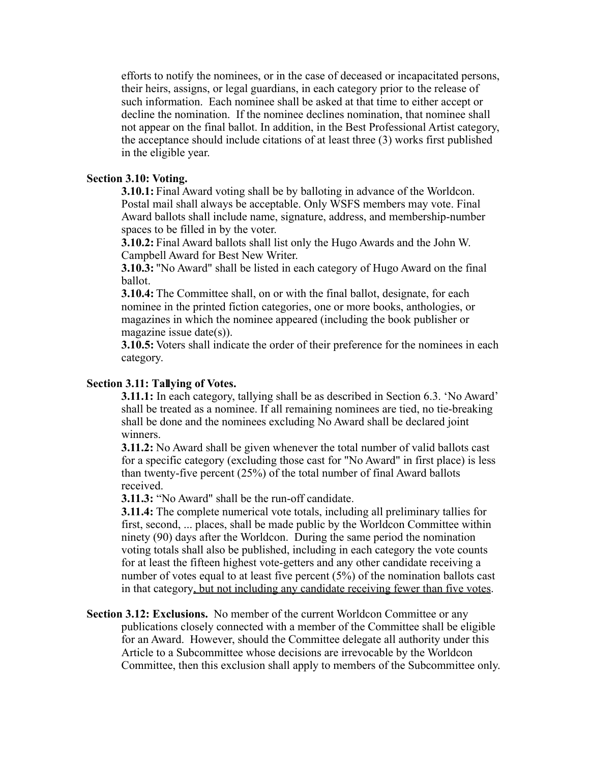efforts to notify the nominees, or in the case of deceased or incapacitated persons, their heirs, assigns, or legal guardians, in each category prior to the release of such information. Each nominee shall be asked at that time to either accept or decline the nomination. If the nominee declines nomination, that nominee shall not appear on the final ballot. In addition, in the Best Professional Artist category, the acceptance should include citations of at least three (3) works first published in the eligible year.

**Section 3.10: Voting.**

**3.10.1:** Final Award voting shall be by balloting in advance of the Worldcon. Postal mail shall always be acceptable. Only WSFS members may vote. Final Award ballots shall include name, signature, address, and membership-number spaces to be filled in by the voter.

**3.10.2:** Final Award ballots shall list only the Hugo Awards and the John W. Campbell Award for Best New Writer.

**3.10.3:** "No Award" shall be listed in each category of Hugo Award on the final ballot.

**3.10.4:** The Committee shall, on or with the final ballot, designate, for each nominee in the printed fiction categories, one or more books, anthologies, or magazines in which the nominee appeared (including the book publisher or magazine issue date(s)).

**3.10.5:** Voters shall indicate the order of their preference for the nominees in each category.

**Section 3.11: Tallying of Votes.**

**3.11.1:** In each category, tallying shall be as described in Section 6.3. 'No Award' shall be treated as a nominee. If all remaining nominees are tied, no tie-breaking shall be done and the nominees excluding No Award shall be declared joint winners.

**3.11.2:** No Award shall be given whenever the total number of valid ballots cast for a specific category (excluding those cast for "No Award" in first place) is less than twenty-five percent (25%) of the total number of final Award ballots received.

**3.11.3:** "No Award" shall be the run-off candidate.

**3.11.4:** The complete numerical vote totals, including all preliminary tallies for first, second, ... places, shall be made public by the Worldcon Committee within ninety (90) days after the Worldcon. During the same period the nomination voting totals shall also be published, including in each category the vote counts for at least the fifteen highest vote-getters and any other candidate receiving a number of votes equal to at least five percent (5%) of the nomination ballots cast in that category<u>, but not including any candidate receiving fewer than five votes</u>.

**Section 3.12: Exclusions.** No member of the current Worldcon Committee or any publications closely connected with a member of the Committee shall be eligible for an Award. However, should the Committee delegate all authority under this Article to a Subcommittee whose decisions are irrevocable by the Worldcon Committee, then this exclusion shall apply to members of the Subcommittee only.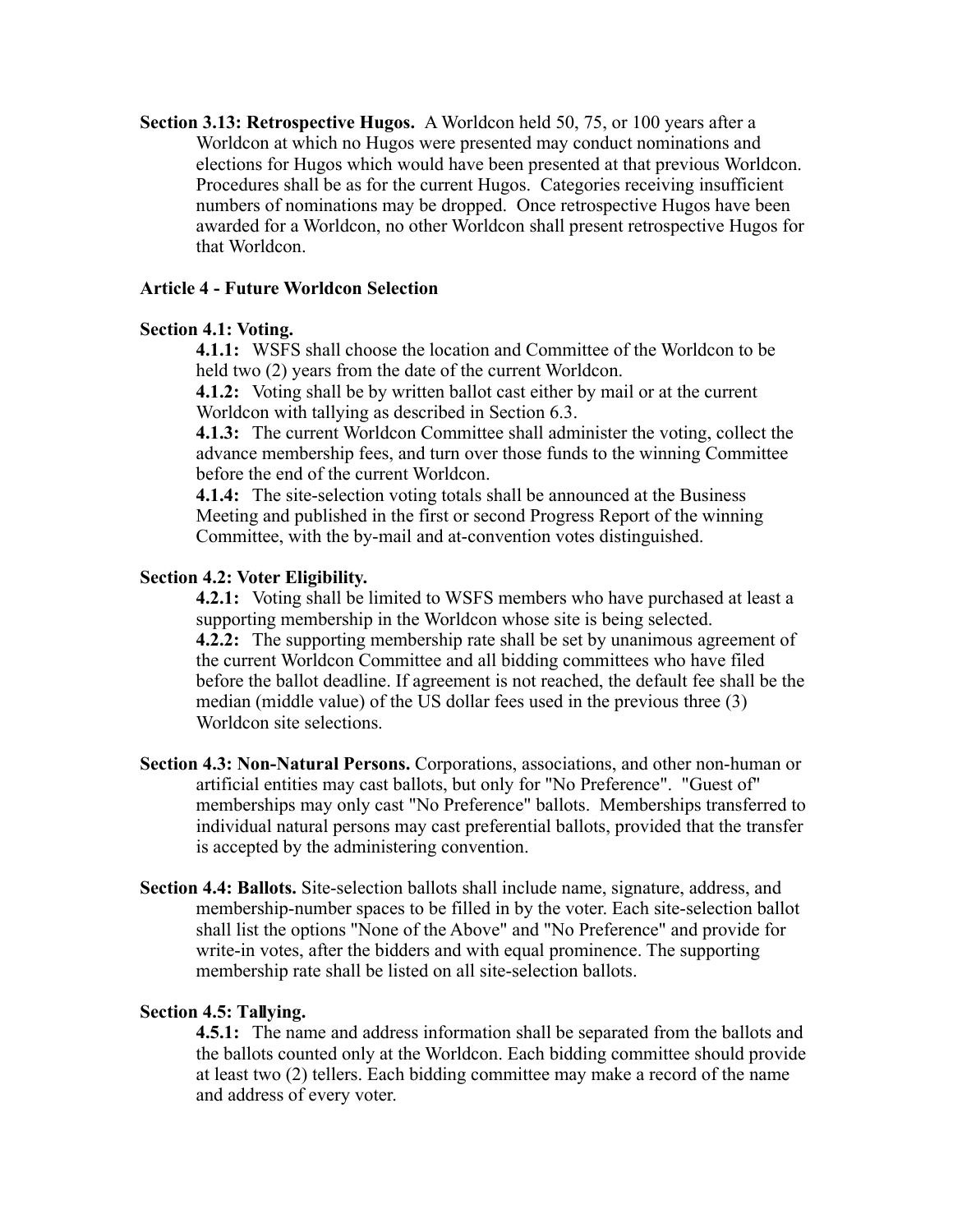**Section 3.13: Retrospective Hugos.** A Worldcon held 50, 75, or 100 years after a Worldcon at which no Hugos were presented may conduct nominations and elections for Hugos which would have been presented at that previous Worldcon. Procedures shall be as for the current Hugos. Categories receiving insufficient numbers of nominations may be dropped. Once retrospective Hugos have been awarded for a Worldcon, no other Worldcon shall present retrospective Hugos for that Worldcon.

## Article 4 - Future Worldcon Selection

### Section 4.1: Voting.

**4.1.1:** WSFS shall choose the location and Committee of the Worldcon to be held two (2) years from the date of the current Worldcon.

**4.1.2:** Voting shall be by written ballot cast either by mail or at the current Worldcon with tallying as described in Section 6.3.

**4.1.3:** The current Worldcon Committee shall administer the voting, collect the advance membership fees, and turn over those funds to the winning Committee before the end of the current Worldcon.

**4.1.4:** The site-selection voting totals shall be announced at the Business Meeting and published in the first or second Progress Report of the winning Committee, with the by-mail and at-convention votes distinguished.

### Section 4.2: Voter Eligibility.

**4.2.1:** Voting shall be limited to WSFS members who have purchased at least a supporting membership in the Worldcon whose site is being selected.

**4.2.2:** The supporting membership rate shall be set by unanimous agreement of the current Worldcon Committee and all bidding committees who have filed before the ballot deadline. If agreement is not reached, the default fee shall be the median (middle value) of the US dollar fees used in the previous three (3) Worldcon site selections.

**Section 4.3: Non-Natural Persons.** Corporations, associations, and other non-human or artificial entities may cast ballots, but only for "No Preference". "Guest of" memberships may only cast "No Preference" ballots. Memberships transferred to individual natural persons may cast preferential ballots, provided that the transfer is accepted by the administering convention.

**Section 4.4: Ballots.** Site-selection ballots shall include name, signature, address, and membership-number spaces to be filled in by the voter. Each site-selection ballot shall list the options "None of the Above" and "No Preference" and provide for write-in votes, after the bidders and with equal prominence. The supporting membership rate shall be listed on all site-selection ballots.

### Section 4.5: Tallying.

**4.5.1:** The name and address information shall be separated from the ballots and the ballots counted only at the Worldcon. Each bidding committee should provide at least two (2) tellers. Each bidding committee may make a record of the name and address of every voter.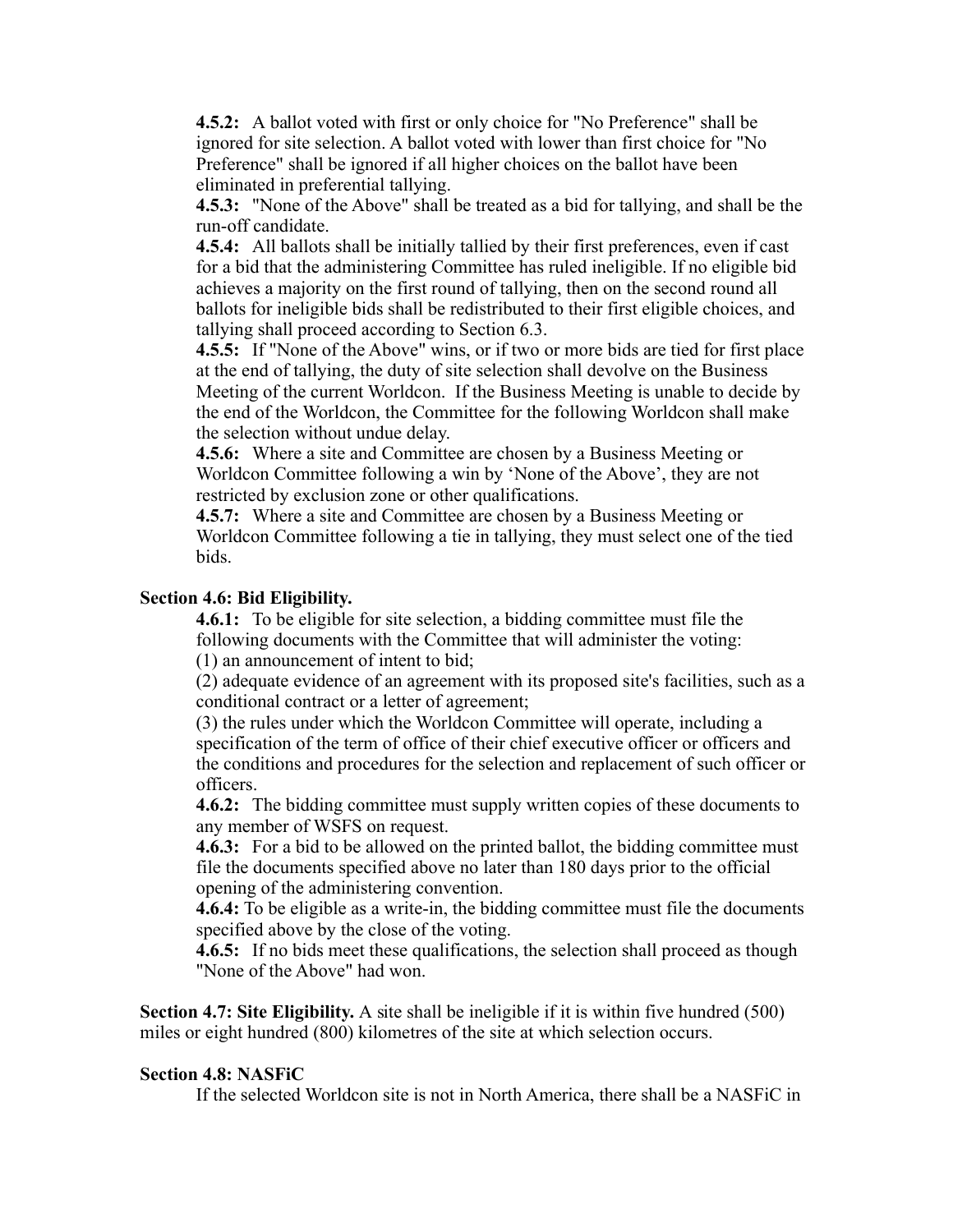**4.5.2:** A ballot voted with first or only choice for "No Preference" shall be ignored for site selection. A ballot voted with lower than first choice for "No Preference" shall be ignored if all higher choices on the ballot have been eliminated in preferential tallying.

**4.5.3:** "None of the Above" shall be treated as a bid for tallying, and shall be the run-off candidate.

**4.5.4:** All ballots shall be initially tallied by their first preferences, even if cast for a bid that the administering Committee has ruled ineligible. If no eligible bid achieves a majority on the first round of tallying, then on the second round all ballots for ineligible bids shall be redistributed to their first eligible choices, and tallying shall proceed according to Section 6.3.

**4.5.5:** If "None of the Above" wins, or if two or more bids are tied for first place at the end of tallying, the duty of site selection shall devolve on the Business Meeting of the current Worldcon. If the Business Meeting is unable to decide by the end of the Worldcon, the Committee for the following Worldcon shall make the selection without undue delay.

**4.5.6:** Where a site and Committee are chosen by a Business Meeting or Worldcon Committee following a win by 'None of the Above', they are not restricted by exclusion zone or other qualifications.

**4.5.7:** Where a site and Committee are chosen by a Business Meeting or Worldcon Committee following a tie in tallying, they must select one of the tied bids.

### Section 4.6: Bid Eligibility.

**4.6.1:** To be eligible for site selection, a bidding committee must file the following documents with the Committee that will administer the voting:

(1) an announcement of intent to bid;

(2) adequate evidence of an agreement with its proposed site's facilities, such as a conditional contract or a letter of agreement;

(3) the rules under which the Worldcon Committee will operate, including a specification of the term of office of their chief executive officer or officers and the conditions and procedures for the selection and replacement of such officer or officers.

**4.6.2:** The bidding committee must supply written copies of these documents to any member of WSFS on request.

**4.6.3:** For a bid to be allowed on the printed ballot, the bidding committee must file the documents specified above no later than 180 days prior to the official opening of the administering convention.

**4.6.4:** To be eligible as a write-in, the bidding committee must file the documents specified above by the close of the voting.

**4.6.5:** If no bids meet these qualifications, the selection shall proceed as though "None of the Above" had won.

**Section 4.7: Site Eligibility.** A site shall be ineligible if it is within five hundred (500) miles or eight hundred (800) kilometres of the site at which selection occurs.

### Section 4.8: NASFiC

If the selected Worldcon site is not in North America, there shall be a NASFiC in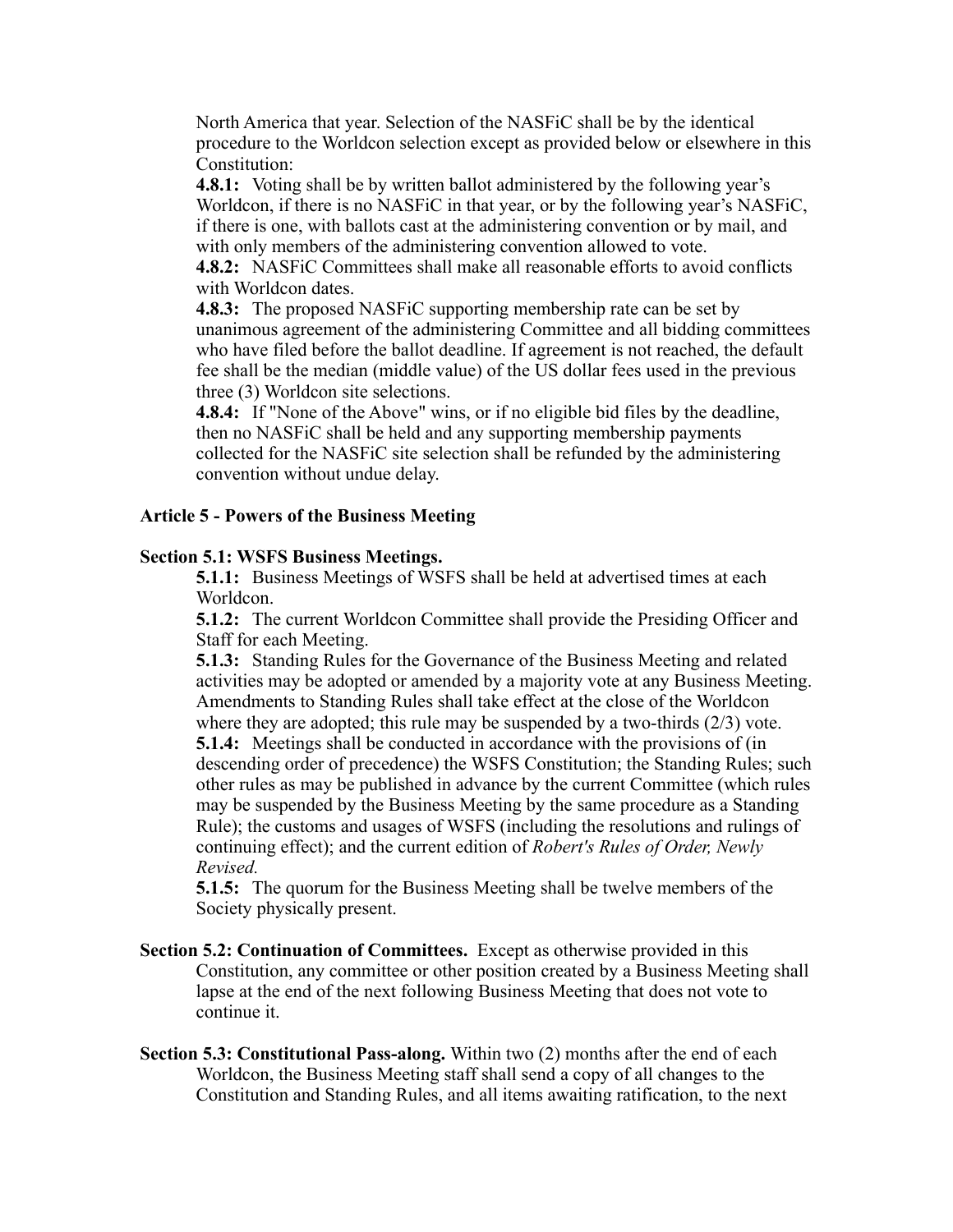North America that year. Selection of the NASFiC shall be by the identical procedure to the Worldcon selection except as provided below or elsewhere in this Constitution:

**4.8.1:** Voting shall be by written ballot administered by the following year's Worldcon, if there is no NASFiC in that year, or by the following year's NASFiC, if there is one, with ballots cast at the administering convention or by mail, and with only members of the administering convention allowed to vote.

**4.8.2:** NASFiC Committees shall make all reasonable efforts to avoid conflicts with Worldcon dates.

**4.8.3:** The proposed NASFiC supporting membership rate can be set by unanimous agreement of the administering Committee and all bidding committees who have filed before the ballot deadline. If agreement is not reached, the default fee shall be the median (middle value) of the US dollar fees used in the previous three (3) Worldcon site selections.

**4.8.4:** If "None of the Above" wins, or if no eligible bid files by the deadline, then no NASFiC shall be held and any supporting membership payments collected for the NASFiC site selection shall be refunded by the administering convention without undue delay.

### Article 5 - Powers of the Business Meeting

**Section 5.1: WSFS Business Meetings.**

**5.1.1:** Business Meetings of WSFS shall be held at advertised times at each Worldcon.

**5.1.2:** The current Worldcon Committee shall provide the Presiding Officer and Staff for each Meeting.

**5.1.3:** Standing Rules for the Governance of the Business Meeting and related activities may be adopted or amended by a majority vote at any Business Meeting. Amendments to Standing Rules shall take effect at the close of the Worldcon where they are adopted; this rule may be suspended by a two-thirds (2/3) vote.

**5.1.4:** Meetings shall be conducted in accordance with the provisions of (in descending order of precedence) the WSFS Constitution; the Standing Rules; such other rules as may be published in advance by the current Committee (which rules may be suspended by the Business Meeting by the same procedure as a Standing Rule); the customs and usages of WSFS (including the resolutions and rulings of continuing effect); and the current edition of *Robert's Rules of Order, Newly Revised.*

**5.1.5:** The quorum for the Business Meeting shall be twelve members of the Society physically present.

**Section 5.2: Continuation of Committees.** Except as otherwise provided in this Constitution, any committee or other position created by a Business Meeting shall lapse at the end of the next following Business Meeting that does not vote to continue it.

**Section 5.3: Constitutional Pass-along.** Within two (2) months after the end of each Worldcon, the Business Meeting staff shall send a copy of all changes to the Constitution and Standing Rules, and all items awaiting ratification, to the next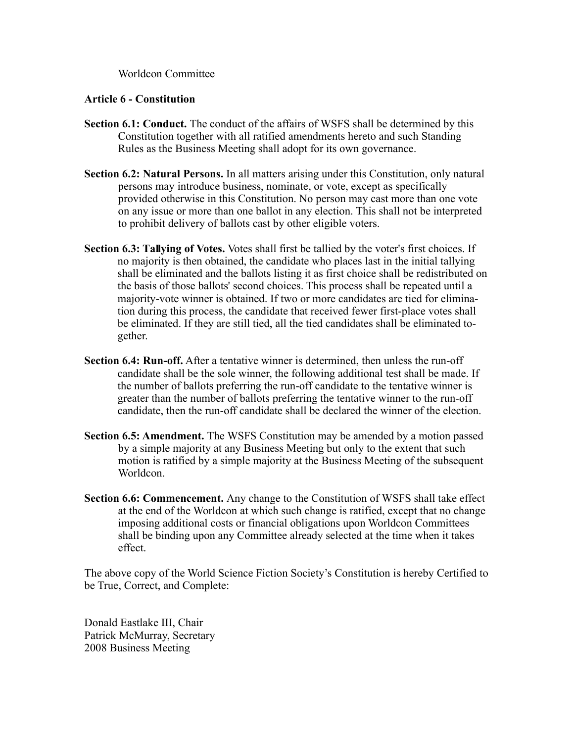Worldcon Committee

**Article 6 - Constitution**

**Section 6.1: Conduct.** The conduct of the affairs of WSFS shall be determined by this Constitution together with all ratified amendments hereto and such Standing Rules as the Business Meeting shall adopt for its own governance.

**Section 6.2: Natural Persons.** In all matters arising under this Constitution, only natural persons may introduce business, nominate, or vote, except as specifically provided otherwise in this Constitution. No person may cast more than one vote on any issue or more than one ballot in any election. This shall not be interpreted to prohibit delivery of ballots cast by other eligible voters.

**Section 6.3: Tallying of Votes.** Votes shall first be tallied by the voter's first choices. If no majority is then obtained, the candidate who places last in the initial tallying shall be eliminated and the ballots listing it as first choice shall be redistributed on the basis of those ballots' second choices. This process shall be repeated until a majority-vote winner is obtained. If two or more candidates are tied for elimination during this process, the candidate that received fewer first-place votes shall be eliminated. If they are still tied, all the tied candidates shall be eliminated together.

**Section 6.4: Run-off.** After a tentative winner is determined, then unless the run-off candidate shall be the sole winner, the following additional test shall be made. If the number of ballots preferring the run-off candidate to the tentative winner is greater than the number of ballots preferring the tentative winner to the run-off candidate, then the run-off candidate shall be declared the winner of the election.

**Section 6.5: Amendment.** The WSFS Constitution may be amended by a motion passed by a simple majority at any Business Meeting but only to the extent that such motion is ratified by a simple majority at the Business Meeting of the subsequent Worldcon.

**Section 6.6: Commencement.** Any change to the Constitution of WSFS shall take effect at the end of the Worldcon at which such change is ratified, except that no change imposing additional costs or financial obligations upon Worldcon Committees shall be binding upon any Committee already selected at the time when it takes effect.

The above copy of the World Science Fiction Society's Constitution is hereby Certified to be True, Correct, and Complete:

Donald Eastlake III, Chair
Patrick McMurray, Secretary
2008 Business Meeting